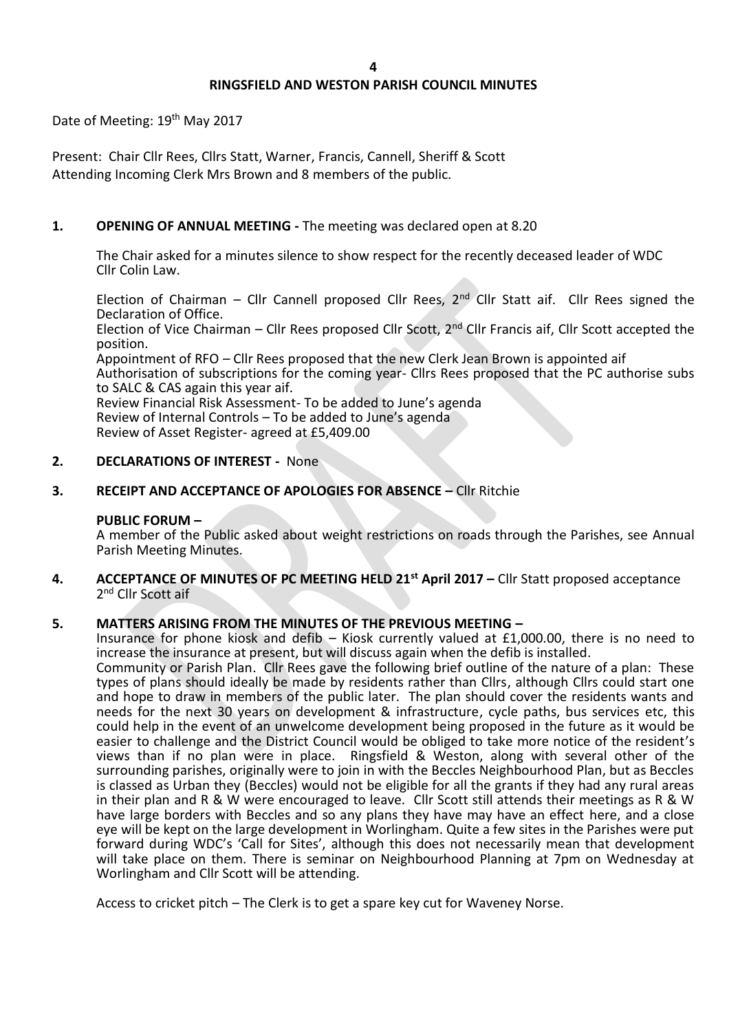# RINGSFIELD AND WESTON PARISH COUNCIL MINUTES

Date of Meeting: 19th May 2017

Present: Chair Cllr Rees, Cllrs Statt, Warner, Francis, Cannell, Sheriff & Scott
Attending Incoming Clerk Mrs Brown and 8 members of the public.

**1. OPENING OF ANNUAL MEETING -** The meeting was declared open at 8.20

The Chair asked for a minutes silence to show respect for the recently deceased leader of WDC Cllr Colin Law.

Election of Chairman – Cllr Cannell proposed Cllr Rees, 2nd Cllr Statt aif. Cllr Rees signed the Declaration of Office.
Election of Vice Chairman – Cllr Rees proposed Cllr Scott, 2nd Cllr Francis aif, Cllr Scott accepted the position.
Appointment of RFO – Cllr Rees proposed that the new Clerk Jean Brown is appointed aif
Authorisation of subscriptions for the coming year- Cllrs Rees proposed that the PC authorise subs to SALC & CAS again this year aif.
Review Financial Risk Assessment- To be added to June's agenda
Review of Internal Controls – To be added to June's agenda
Review of Asset Register- agreed at £5,409.00

**2. DECLARATIONS OF INTEREST -** None

**3. RECEIPT AND ACCEPTANCE OF APOLOGIES FOR ABSENCE –** Cllr Ritchie

**PUBLIC FORUM –**
A member of the Public asked about weight restrictions on roads through the Parishes, see Annual Parish Meeting Minutes.

**4. ACCEPTANCE OF MINUTES OF PC MEETING HELD 21st April 2017 –** Cllr Statt proposed acceptance 2nd Cllr Scott aif

**5. MATTERS ARISING FROM THE MINUTES OF THE PREVIOUS MEETING –**
Insurance for phone kiosk and defib – Kiosk currently valued at £1,000.00, there is no need to increase the insurance at present, but will discuss again when the defib is installed.
Community or Parish Plan. Cllr Rees gave the following brief outline of the nature of a plan: These types of plans should ideally be made by residents rather than Cllrs, although Cllrs could start one and hope to draw in members of the public later. The plan should cover the residents wants and needs for the next 30 years on development & infrastructure, cycle paths, bus services etc, this could help in the event of an unwelcome development being proposed in the future as it would be easier to challenge and the District Council would be obliged to take more notice of the resident's views than if no plan were in place. Ringsfield & Weston, along with several other of the surrounding parishes, originally were to join in with the Beccles Neighbourhood Plan, but as Beccles is classed as Urban they (Beccles) would not be eligible for all the grants if they had any rural areas in their plan and R & W were encouraged to leave. Cllr Scott still attends their meetings as R & W have large borders with Beccles and so any plans they have may have an effect here, and a close eye will be kept on the large development in Worlingham. Quite a few sites in the Parishes were put forward during WDC's 'Call for Sites', although this does not necessarily mean that development will take place on them. There is seminar on Neighbourhood Planning at 7pm on Wednesday at Worlingham and Cllr Scott will be attending.

Access to cricket pitch – The Clerk is to get a spare key cut for Waveney Norse.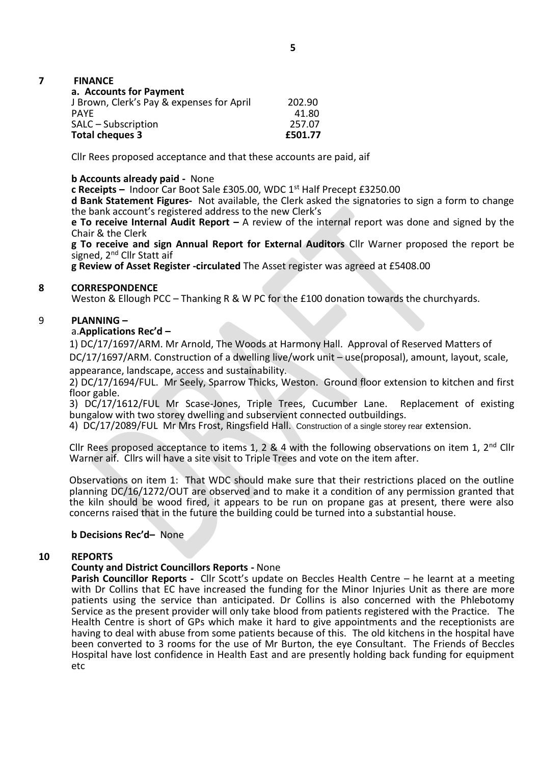## 7 FINANCE

**a. Accounts for Payment**

| | |
|---|---|
| J Brown, Clerk's Pay & expenses for April | 202.90 |
| PAYE | 41.80 |
| SALC – Subscription | 257.07 |
| **Total cheques 3** | **£501.77** |

Cllr Rees proposed acceptance and that these accounts are paid, aif

**b Accounts already paid -** None

**c Receipts –** Indoor Car Boot Sale £305.00, WDC 1st Half Precept £3250.00

**d Bank Statement Figures-** Not available, the Clerk asked the signatories to sign a form to change the bank account's registered address to the new Clerk's

**e To receive Internal Audit Report –** A review of the internal report was done and signed by the Chair & the Clerk

**g To receive and sign Annual Report for External Auditors** Cllr Warner proposed the report be signed, 2nd Cllr Statt aif

**g Review of Asset Register -circulated** The Asset register was agreed at £5408.00

## 8 CORRESPONDENCE

Weston & Ellough PCC – Thanking R & W PC for the £100 donation towards the churchyards.

## 9 PLANNING –

a.**Applications Rec'd –**

1) DC/17/1697/ARM. Mr Arnold, The Woods at Harmony Hall. Approval of Reserved Matters of DC/17/1697/ARM. Construction of a dwelling live/work unit – use(proposal), amount, layout, scale, appearance, landscape, access and sustainability.

2) DC/17/1694/FUL. Mr Seely, Sparrow Thicks, Weston. Ground floor extension to kitchen and first floor gable.

3) DC/17/1612/FUL Mr Scase-Jones, Triple Trees, Cucumber Lane. Replacement of existing bungalow with two storey dwelling and subservient connected outbuildings.

4) DC/17/2089/FUL Mr Mrs Frost, Ringsfield Hall. Construction of a single storey rear extension.

Cllr Rees proposed acceptance to items 1, 2 & 4 with the following observations on item 1, 2nd Cllr Warner aif. Cllrs will have a site visit to Triple Trees and vote on the item after.

Observations on item 1: That WDC should make sure that their restrictions placed on the outline planning DC/16/1272/OUT are observed and to make it a condition of any permission granted that the kiln should be wood fired, it appears to be run on propane gas at present, there were also concerns raised that in the future the building could be turned into a substantial house.

**b Decisions Rec'd–** None

## 10 REPORTS

**County and District Councillors Reports -** None

**Parish Councillor Reports -** Cllr Scott's update on Beccles Health Centre – he learnt at a meeting with Dr Collins that EC have increased the funding for the Minor Injuries Unit as there are more patients using the service than anticipated. Dr Collins is also concerned with the Phlebotomy Service as the present provider will only take blood from patients registered with the Practice. The Health Centre is short of GPs which make it hard to give appointments and the receptionists are having to deal with abuse from some patients because of this. The old kitchens in the hospital have been converted to 3 rooms for the use of Mr Burton, the eye Consultant. The Friends of Beccles Hospital have lost confidence in Health East and are presently holding back funding for equipment etc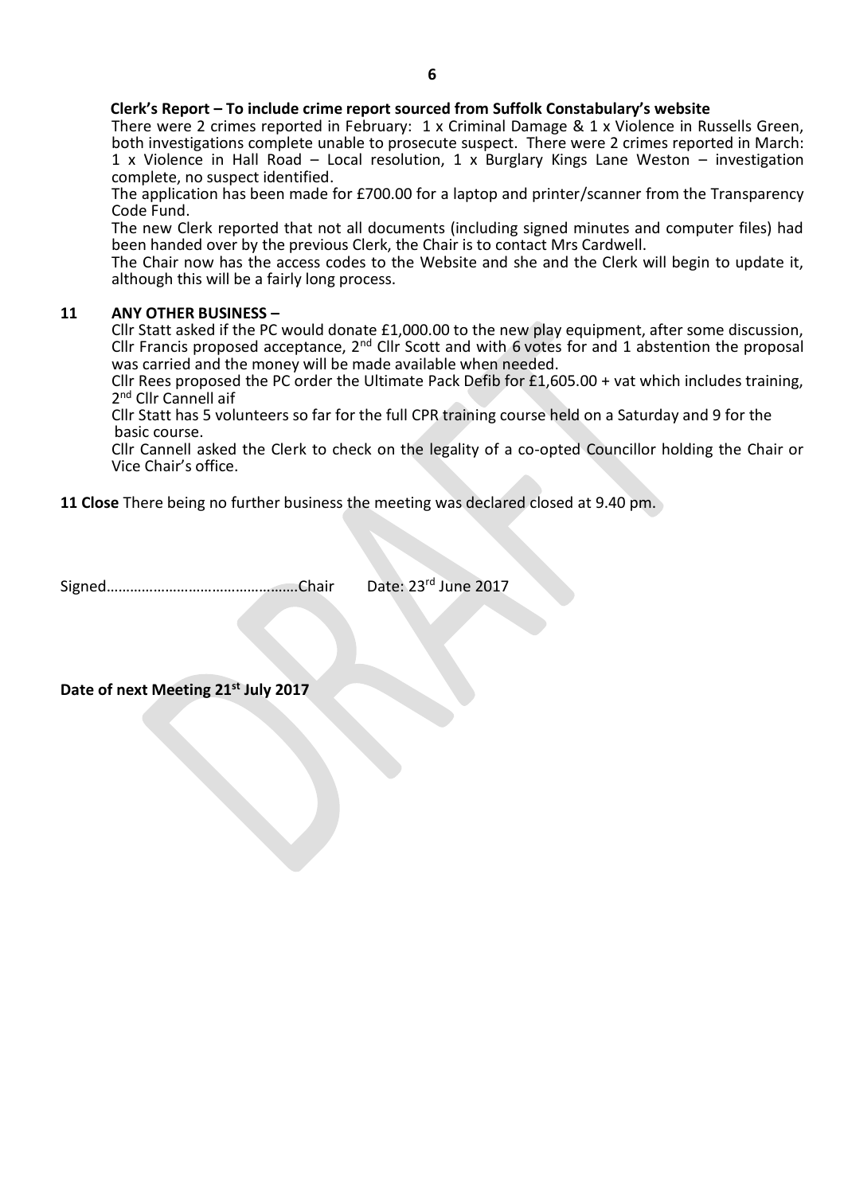**Clerk's Report – To include crime report sourced from Suffolk Constabulary's website**

There were 2 crimes reported in February: 1 x Criminal Damage & 1 x Violence in Russells Green, both investigations complete unable to prosecute suspect. There were 2 crimes reported in March: 1 x Violence in Hall Road – Local resolution, 1 x Burglary Kings Lane Weston – investigation complete, no suspect identified.

The application has been made for £700.00 for a laptop and printer/scanner from the Transparency Code Fund.

The new Clerk reported that not all documents (including signed minutes and computer files) had been handed over by the previous Clerk, the Chair is to contact Mrs Cardwell.

The Chair now has the access codes to the Website and she and the Clerk will begin to update it, although this will be a fairly long process.

**11 ANY OTHER BUSINESS –**

Cllr Statt asked if the PC would donate £1,000.00 to the new play equipment, after some discussion, Cllr Francis proposed acceptance, 2nd Cllr Scott and with 6 votes for and 1 abstention the proposal was carried and the money will be made available when needed.

Cllr Rees proposed the PC order the Ultimate Pack Defib for £1,605.00 + vat which includes training, 2nd Cllr Cannell aif

Cllr Statt has 5 volunteers so far for the full CPR training course held on a Saturday and 9 for the basic course.

Cllr Cannell asked the Clerk to check on the legality of a co-opted Councillor holding the Chair or Vice Chair's office.

**11 Close** There being no further business the meeting was declared closed at 9.40 pm.

Signed…………………………………………Chair Date: 23rd June 2017

**Date of next Meeting 21st July 2017**